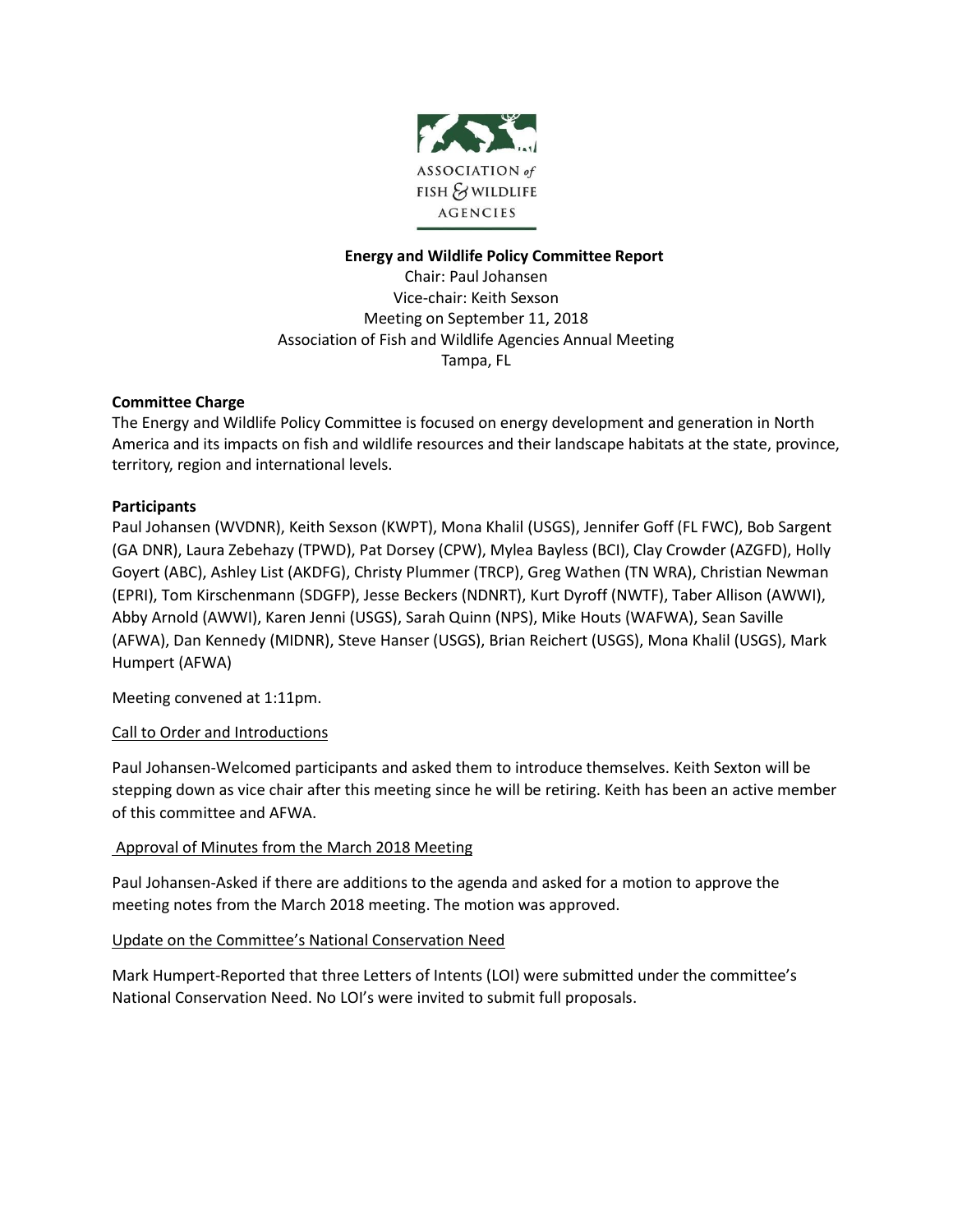ASSOCIATION *of* FISH & WILDLIFE AGENCIES

**Energy and Wildlife Policy Committee Report**

Chair: Paul Johansen
Vice-chair: Keith Sexson
Meeting on September 11, 2018
Association of Fish and Wildlife Agencies Annual Meeting
Tampa, FL

**Committee Charge**

The Energy and Wildlife Policy Committee is focused on energy development and generation in North America and its impacts on fish and wildlife resources and their landscape habitats at the state, province, territory, region and international levels.

**Participants**

Paul Johansen (WVDNR), Keith Sexson (KWPT), Mona Khalil (USGS), Jennifer Goff (FL FWC), Bob Sargent (GA DNR), Laura Zebehazy (TPWD), Pat Dorsey (CPW), Mylea Bayless (BCI), Clay Crowder (AZGFD), Holly Goyert (ABC), Ashley List (AKDFG), Christy Plummer (TRCP), Greg Wathen (TN WRA), Christian Newman (EPRI), Tom Kirschenmann (SDGFP), Jesse Beckers (NDNRT), Kurt Dyroff (NWTF), Taber Allison (AWWI), Abby Arnold (AWWI), Karen Jenni (USGS), Sarah Quinn (NPS), Mike Houts (WAFWA), Sean Saville (AFWA), Dan Kennedy (MIDNR), Steve Hanser (USGS), Brian Reichert (USGS), Mona Khalil (USGS), Mark Humpert (AFWA)

Meeting convened at 1:11pm.

Call to Order and Introductions

Paul Johansen-Welcomed participants and asked them to introduce themselves. Keith Sexton will be stepping down as vice chair after this meeting since he will be retiring. Keith has been an active member of this committee and AFWA.

Approval of Minutes from the March 2018 Meeting

Paul Johansen-Asked if there are additions to the agenda and asked for a motion to approve the meeting notes from the March 2018 meeting. The motion was approved.

Update on the Committee's National Conservation Need

Mark Humpert-Reported that three Letters of Intents (LOI) were submitted under the committee's National Conservation Need. No LOI's were invited to submit full proposals.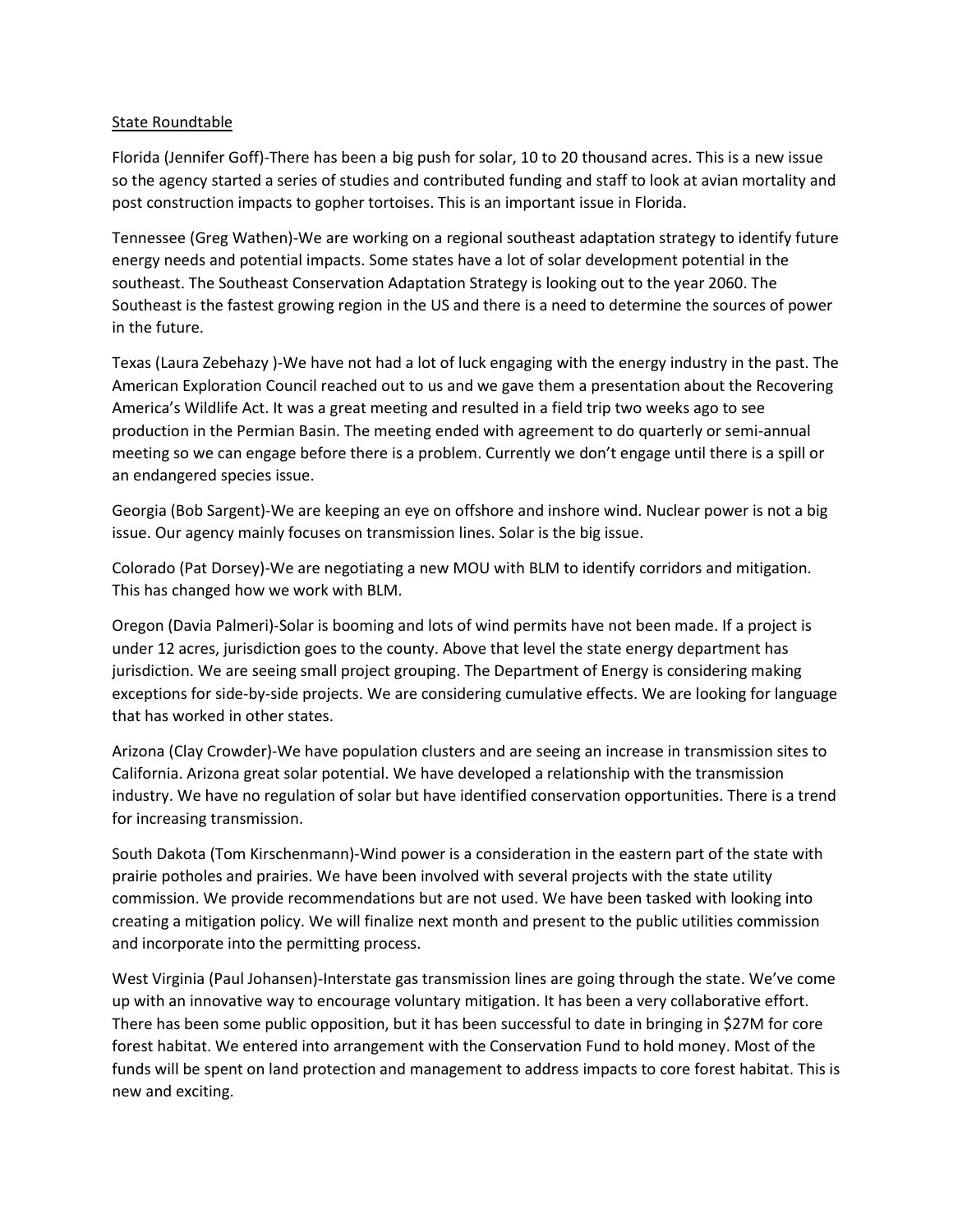State Roundtable

Florida (Jennifer Goff)-There has been a big push for solar, 10 to 20 thousand acres. This is a new issue so the agency started a series of studies and contributed funding and staff to look at avian mortality and post construction impacts to gopher tortoises. This is an important issue in Florida.

Tennessee (Greg Wathen)-We are working on a regional southeast adaptation strategy to identify future energy needs and potential impacts. Some states have a lot of solar development potential in the southeast. The Southeast Conservation Adaptation Strategy is looking out to the year 2060. The Southeast is the fastest growing region in the US and there is a need to determine the sources of power in the future.

Texas (Laura Zebehazy )-We have not had a lot of luck engaging with the energy industry in the past. The American Exploration Council reached out to us and we gave them a presentation about the Recovering America's Wildlife Act. It was a great meeting and resulted in a field trip two weeks ago to see production in the Permian Basin. The meeting ended with agreement to do quarterly or semi-annual meeting so we can engage before there is a problem. Currently we don't engage until there is a spill or an endangered species issue.

Georgia (Bob Sargent)-We are keeping an eye on offshore and inshore wind. Nuclear power is not a big issue. Our agency mainly focuses on transmission lines. Solar is the big issue.

Colorado (Pat Dorsey)-We are negotiating a new MOU with BLM to identify corridors and mitigation. This has changed how we work with BLM.

Oregon (Davia Palmeri)-Solar is booming and lots of wind permits have not been made. If a project is under 12 acres, jurisdiction goes to the county. Above that level the state energy department has jurisdiction. We are seeing small project grouping. The Department of Energy is considering making exceptions for side-by-side projects. We are considering cumulative effects. We are looking for language that has worked in other states.

Arizona (Clay Crowder)-We have population clusters and are seeing an increase in transmission sites to California. Arizona great solar potential. We have developed a relationship with the transmission industry. We have no regulation of solar but have identified conservation opportunities. There is a trend for increasing transmission.

South Dakota (Tom Kirschenmann)-Wind power is a consideration in the eastern part of the state with prairie potholes and prairies. We have been involved with several projects with the state utility commission. We provide recommendations but are not used. We have been tasked with looking into creating a mitigation policy. We will finalize next month and present to the public utilities commission and incorporate into the permitting process.

West Virginia (Paul Johansen)-Interstate gas transmission lines are going through the state. We've come up with an innovative way to encourage voluntary mitigation. It has been a very collaborative effort. There has been some public opposition, but it has been successful to date in bringing in $27M for core forest habitat. We entered into arrangement with the Conservation Fund to hold money. Most of the funds will be spent on land protection and management to address impacts to core forest habitat. This is new and exciting.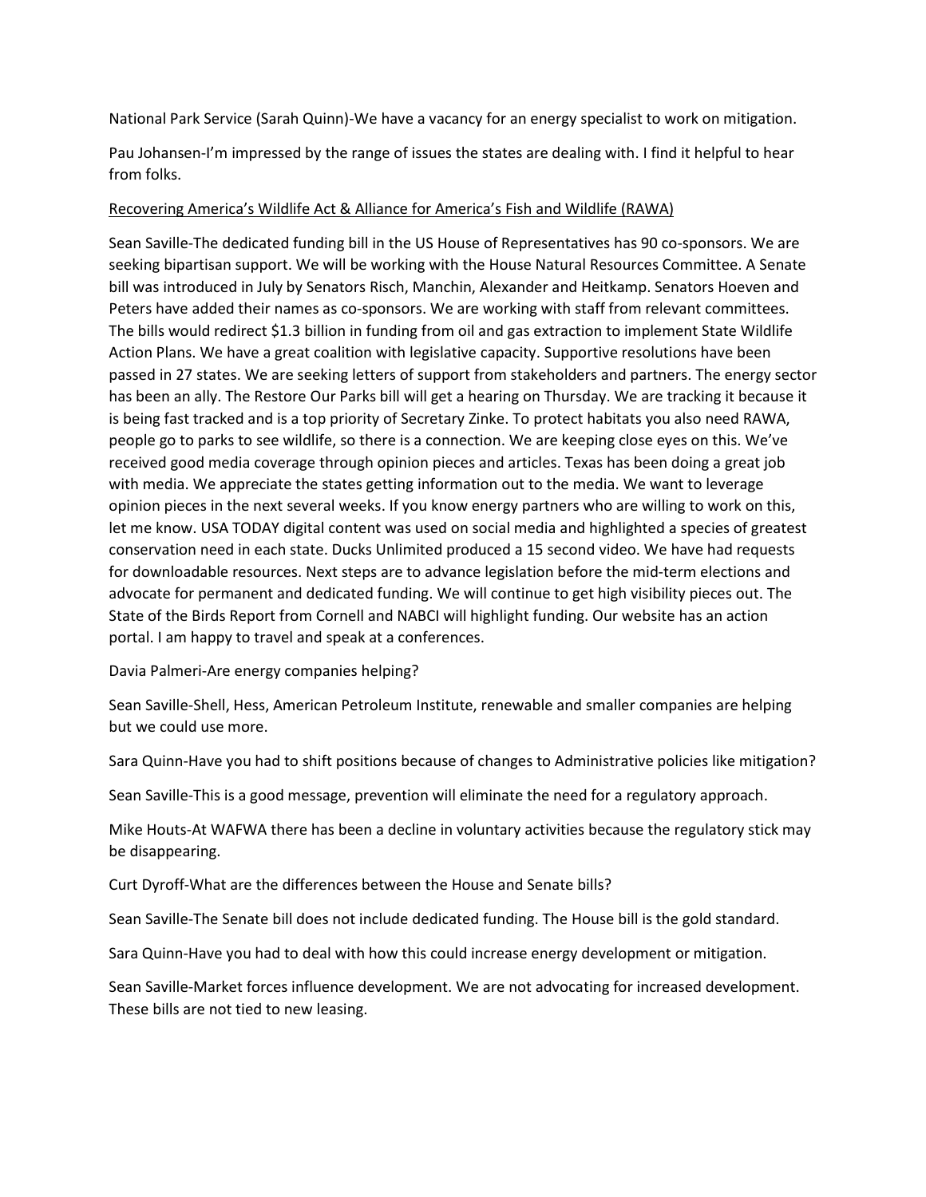National Park Service (Sarah Quinn)-We have a vacancy for an energy specialist to work on mitigation.

Pau Johansen-I'm impressed by the range of issues the states are dealing with. I find it helpful to hear from folks.

<u>Recovering America's Wildlife Act & Alliance for America's Fish and Wildlife (RAWA)</u>

Sean Saville-The dedicated funding bill in the US House of Representatives has 90 co-sponsors. We are seeking bipartisan support. We will be working with the House Natural Resources Committee. A Senate bill was introduced in July by Senators Risch, Manchin, Alexander and Heitkamp. Senators Hoeven and Peters have added their names as co-sponsors. We are working with staff from relevant committees. The bills would redirect $1.3 billion in funding from oil and gas extraction to implement State Wildlife Action Plans. We have a great coalition with legislative capacity. Supportive resolutions have been passed in 27 states. We are seeking letters of support from stakeholders and partners. The energy sector has been an ally. The Restore Our Parks bill will get a hearing on Thursday. We are tracking it because it is being fast tracked and is a top priority of Secretary Zinke. To protect habitats you also need RAWA, people go to parks to see wildlife, so there is a connection. We are keeping close eyes on this. We've received good media coverage through opinion pieces and articles. Texas has been doing a great job with media. We appreciate the states getting information out to the media. We want to leverage opinion pieces in the next several weeks. If you know energy partners who are willing to work on this, let me know. USA TODAY digital content was used on social media and highlighted a species of greatest conservation need in each state. Ducks Unlimited produced a 15 second video. We have had requests for downloadable resources. Next steps are to advance legislation before the mid-term elections and advocate for permanent and dedicated funding. We will continue to get high visibility pieces out. The State of the Birds Report from Cornell and NABCI will highlight funding. Our website has an action portal. I am happy to travel and speak at a conferences.

Davia Palmeri-Are energy companies helping?

Sean Saville-Shell, Hess, American Petroleum Institute, renewable and smaller companies are helping but we could use more.

Sara Quinn-Have you had to shift positions because of changes to Administrative policies like mitigation?

Sean Saville-This is a good message, prevention will eliminate the need for a regulatory approach.

Mike Houts-At WAFWA there has been a decline in voluntary activities because the regulatory stick may be disappearing.

Curt Dyroff-What are the differences between the House and Senate bills?

Sean Saville-The Senate bill does not include dedicated funding. The House bill is the gold standard.

Sara Quinn-Have you had to deal with how this could increase energy development or mitigation.

Sean Saville-Market forces influence development. We are not advocating for increased development. These bills are not tied to new leasing.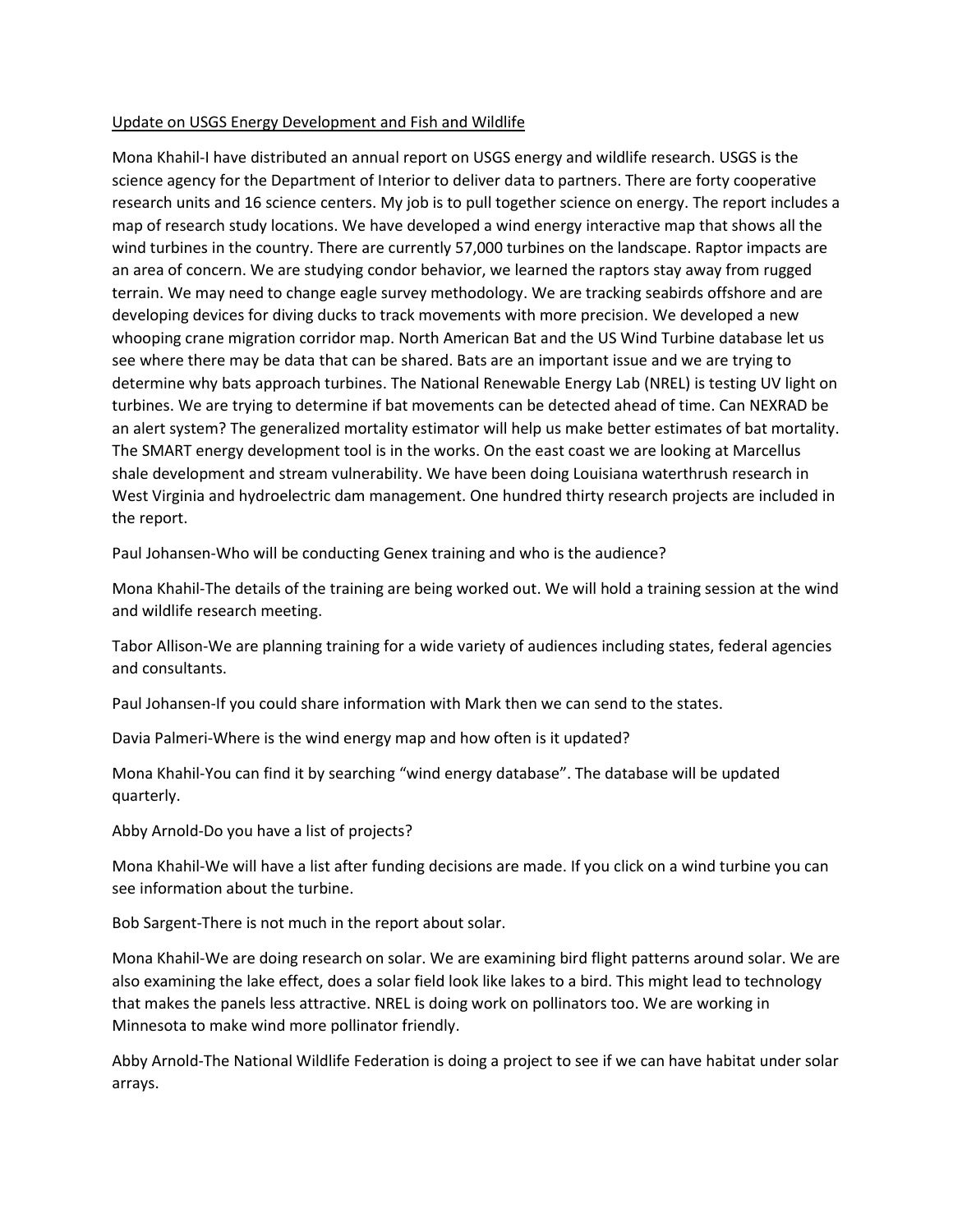Update on USGS Energy Development and Fish and Wildlife

Mona Khahil-I have distributed an annual report on USGS energy and wildlife research. USGS is the science agency for the Department of Interior to deliver data to partners. There are forty cooperative research units and 16 science centers. My job is to pull together science on energy. The report includes a map of research study locations. We have developed a wind energy interactive map that shows all the wind turbines in the country. There are currently 57,000 turbines on the landscape. Raptor impacts are an area of concern. We are studying condor behavior, we learned the raptors stay away from rugged terrain. We may need to change eagle survey methodology. We are tracking seabirds offshore and are developing devices for diving ducks to track movements with more precision. We developed a new whooping crane migration corridor map. North American Bat and the US Wind Turbine database let us see where there may be data that can be shared. Bats are an important issue and we are trying to determine why bats approach turbines. The National Renewable Energy Lab (NREL) is testing UV light on turbines. We are trying to determine if bat movements can be detected ahead of time. Can NEXRAD be an alert system? The generalized mortality estimator will help us make better estimates of bat mortality. The SMART energy development tool is in the works. On the east coast we are looking at Marcellus shale development and stream vulnerability. We have been doing Louisiana waterthrush research in West Virginia and hydroelectric dam management. One hundred thirty research projects are included in the report.

Paul Johansen-Who will be conducting Genex training and who is the audience?

Mona Khahil-The details of the training are being worked out. We will hold a training session at the wind and wildlife research meeting.

Tabor Allison-We are planning training for a wide variety of audiences including states, federal agencies and consultants.

Paul Johansen-If you could share information with Mark then we can send to the states.

Davia Palmeri-Where is the wind energy map and how often is it updated?

Mona Khahil-You can find it by searching "wind energy database". The database will be updated quarterly.

Abby Arnold-Do you have a list of projects?

Mona Khahil-We will have a list after funding decisions are made. If you click on a wind turbine you can see information about the turbine.

Bob Sargent-There is not much in the report about solar.

Mona Khahil-We are doing research on solar. We are examining bird flight patterns around solar. We are also examining the lake effect, does a solar field look like lakes to a bird. This might lead to technology that makes the panels less attractive. NREL is doing work on pollinators too. We are working in Minnesota to make wind more pollinator friendly.

Abby Arnold-The National Wildlife Federation is doing a project to see if we can have habitat under solar arrays.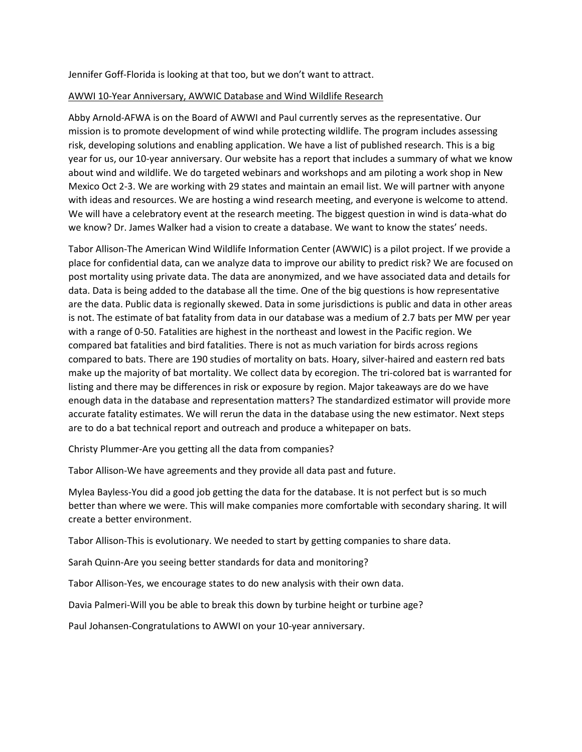Jennifer Goff-Florida is looking at that too, but we don't want to attract.

<u>AWWI 10-Year Anniversary, AWWIC Database and Wind Wildlife Research</u>

Abby Arnold-AFWA is on the Board of AWWI and Paul currently serves as the representative. Our mission is to promote development of wind while protecting wildlife. The program includes assessing risk, developing solutions and enabling application. We have a list of published research. This is a big year for us, our 10-year anniversary. Our website has a report that includes a summary of what we know about wind and wildlife. We do targeted webinars and workshops and am piloting a work shop in New Mexico Oct 2-3. We are working with 29 states and maintain an email list. We will partner with anyone with ideas and resources. We are hosting a wind research meeting, and everyone is welcome to attend. We will have a celebratory event at the research meeting. The biggest question in wind is data-what do we know? Dr. James Walker had a vision to create a database. We want to know the states' needs.

Tabor Allison-The American Wind Wildlife Information Center (AWWIC) is a pilot project. If we provide a place for confidential data, can we analyze data to improve our ability to predict risk? We are focused on post mortality using private data. The data are anonymized, and we have associated data and details for data. Data is being added to the database all the time. One of the big questions is how representative are the data. Public data is regionally skewed. Data in some jurisdictions is public and data in other areas is not. The estimate of bat fatality from data in our database was a medium of 2.7 bats per MW per year with a range of 0-50. Fatalities are highest in the northeast and lowest in the Pacific region. We compared bat fatalities and bird fatalities. There is not as much variation for birds across regions compared to bats. There are 190 studies of mortality on bats. Hoary, silver-haired and eastern red bats make up the majority of bat mortality. We collect data by ecoregion. The tri-colored bat is warranted for listing and there may be differences in risk or exposure by region. Major takeaways are do we have enough data in the database and representation matters? The standardized estimator will provide more accurate fatality estimates. We will rerun the data in the database using the new estimator. Next steps are to do a bat technical report and outreach and produce a whitepaper on bats.

Christy Plummer-Are you getting all the data from companies?

Tabor Allison-We have agreements and they provide all data past and future.

Mylea Bayless-You did a good job getting the data for the database. It is not perfect but is so much better than where we were. This will make companies more comfortable with secondary sharing. It will create a better environment.

Tabor Allison-This is evolutionary. We needed to start by getting companies to share data.

Sarah Quinn-Are you seeing better standards for data and monitoring?

Tabor Allison-Yes, we encourage states to do new analysis with their own data.

Davia Palmeri-Will you be able to break this down by turbine height or turbine age?

Paul Johansen-Congratulations to AWWI on your 10-year anniversary.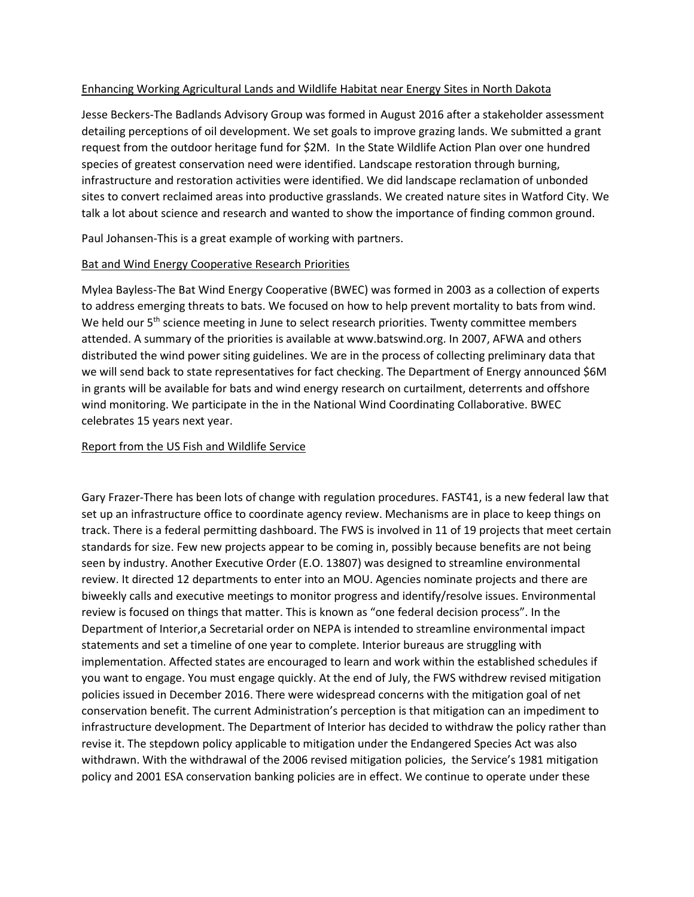<u>Enhancing Working Agricultural Lands and Wildlife Habitat near Energy Sites in North Dakota</u>

Jesse Beckers-The Badlands Advisory Group was formed in August 2016 after a stakeholder assessment detailing perceptions of oil development. We set goals to improve grazing lands. We submitted a grant request from the outdoor heritage fund for $2M. In the State Wildlife Action Plan over one hundred species of greatest conservation need were identified. Landscape restoration through burning, infrastructure and restoration activities were identified. We did landscape reclamation of unbonded sites to convert reclaimed areas into productive grasslands. We created nature sites in Watford City. We talk a lot about science and research and wanted to show the importance of finding common ground.

Paul Johansen-This is a great example of working with partners.

<u>Bat and Wind Energy Cooperative Research Priorities</u>

Mylea Bayless-The Bat Wind Energy Cooperative (BWEC) was formed in 2003 as a collection of experts to address emerging threats to bats. We focused on how to help prevent mortality to bats from wind. We held our 5th science meeting in June to select research priorities. Twenty committee members attended. A summary of the priorities is available at www.batswind.org. In 2007, AFWA and others distributed the wind power siting guidelines. We are in the process of collecting preliminary data that we will send back to state representatives for fact checking. The Department of Energy announced $6M in grants will be available for bats and wind energy research on curtailment, deterrents and offshore wind monitoring. We participate in the in the National Wind Coordinating Collaborative. BWEC celebrates 15 years next year.

<u>Report from the US Fish and Wildlife Service</u>

Gary Frazer-There has been lots of change with regulation procedures. FAST41, is a new federal law that set up an infrastructure office to coordinate agency review. Mechanisms are in place to keep things on track. There is a federal permitting dashboard. The FWS is involved in 11 of 19 projects that meet certain standards for size. Few new projects appear to be coming in, possibly because benefits are not being seen by industry. Another Executive Order (E.O. 13807) was designed to streamline environmental review. It directed 12 departments to enter into an MOU. Agencies nominate projects and there are biweekly calls and executive meetings to monitor progress and identify/resolve issues. Environmental review is focused on things that matter. This is known as "one federal decision process". In the Department of Interior,a Secretarial order on NEPA is intended to streamline environmental impact statements and set a timeline of one year to complete. Interior bureaus are struggling with implementation. Affected states are encouraged to learn and work within the established schedules if you want to engage. You must engage quickly. At the end of July, the FWS withdrew revised mitigation policies issued in December 2016. There were widespread concerns with the mitigation goal of net conservation benefit. The current Administration's perception is that mitigation can an impediment to infrastructure development. The Department of Interior has decided to withdraw the policy rather than revise it. The stepdown policy applicable to mitigation under the Endangered Species Act was also withdrawn. With the withdrawal of the 2006 revised mitigation policies, the Service's 1981 mitigation policy and 2001 ESA conservation banking policies are in effect. We continue to operate under these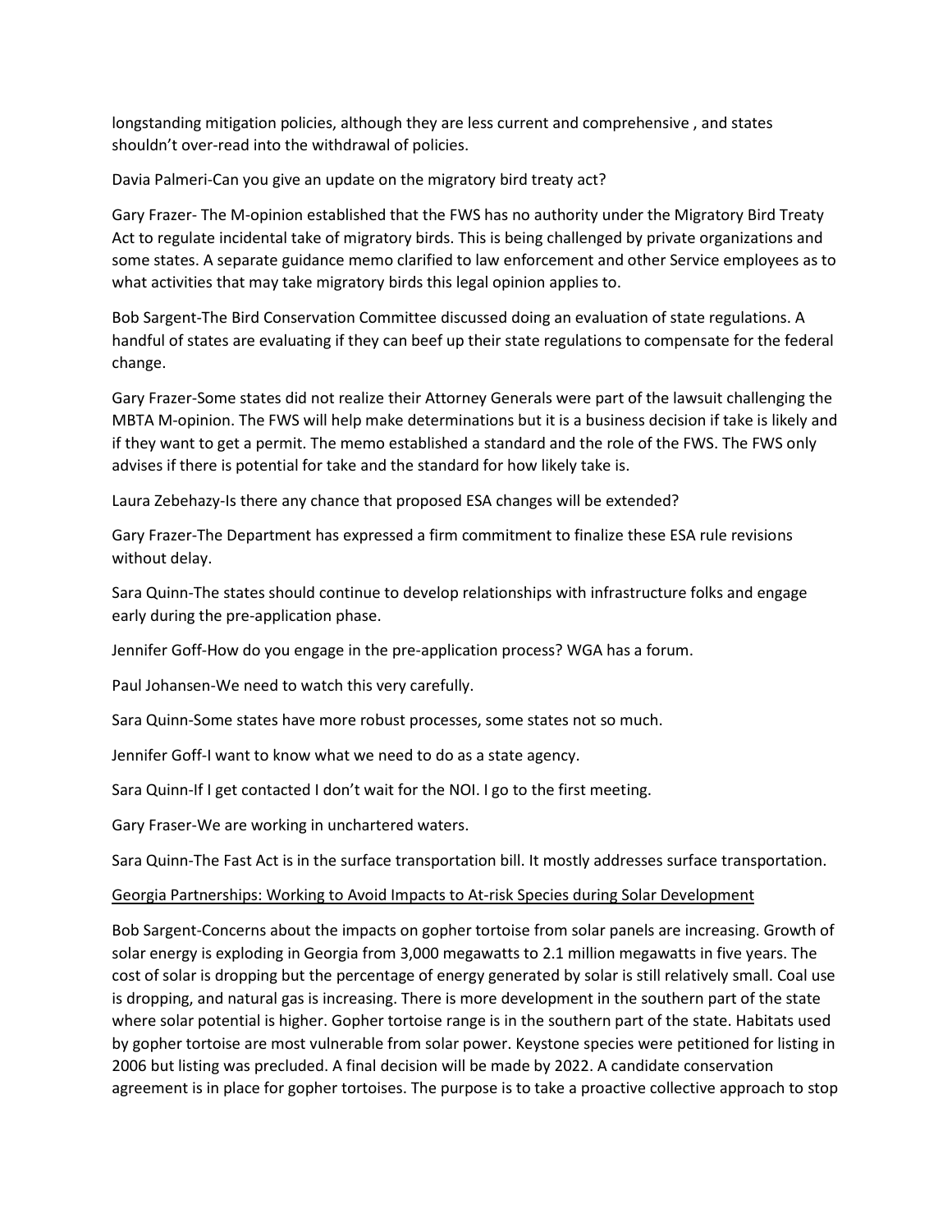longstanding mitigation policies, although they are less current and comprehensive , and states shouldn't over-read into the withdrawal of policies.

Davia Palmeri-Can you give an update on the migratory bird treaty act?

Gary Frazer- The M-opinion established that the FWS has no authority under the Migratory Bird Treaty Act to regulate incidental take of migratory birds. This is being challenged by private organizations and some states. A separate guidance memo clarified to law enforcement and other Service employees as to what activities that may take migratory birds this legal opinion applies to.

Bob Sargent-The Bird Conservation Committee discussed doing an evaluation of state regulations. A handful of states are evaluating if they can beef up their state regulations to compensate for the federal change.

Gary Frazer-Some states did not realize their Attorney Generals were part of the lawsuit challenging the MBTA M-opinion. The FWS will help make determinations but it is a business decision if take is likely and if they want to get a permit. The memo established a standard and the role of the FWS. The FWS only advises if there is potential for take and the standard for how likely take is.

Laura Zebehazy-Is there any chance that proposed ESA changes will be extended?

Gary Frazer-The Department has expressed a firm commitment to finalize these ESA rule revisions without delay.

Sara Quinn-The states should continue to develop relationships with infrastructure folks and engage early during the pre-application phase.

Jennifer Goff-How do you engage in the pre-application process? WGA has a forum.

Paul Johansen-We need to watch this very carefully.

Sara Quinn-Some states have more robust processes, some states not so much.

Jennifer Goff-I want to know what we need to do as a state agency.

Sara Quinn-If I get contacted I don't wait for the NOI. I go to the first meeting.

Gary Fraser-We are working in unchartered waters.

Sara Quinn-The Fast Act is in the surface transportation bill. It mostly addresses surface transportation.

<u>Georgia Partnerships: Working to Avoid Impacts to At-risk Species during Solar Development</u>

Bob Sargent-Concerns about the impacts on gopher tortoise from solar panels are increasing. Growth of solar energy is exploding in Georgia from 3,000 megawatts to 2.1 million megawatts in five years. The cost of solar is dropping but the percentage of energy generated by solar is still relatively small. Coal use is dropping, and natural gas is increasing. There is more development in the southern part of the state where solar potential is higher. Gopher tortoise range is in the southern part of the state. Habitats used by gopher tortoise are most vulnerable from solar power. Keystone species were petitioned for listing in 2006 but listing was precluded. A final decision will be made by 2022. A candidate conservation agreement is in place for gopher tortoises. The purpose is to take a proactive collective approach to stop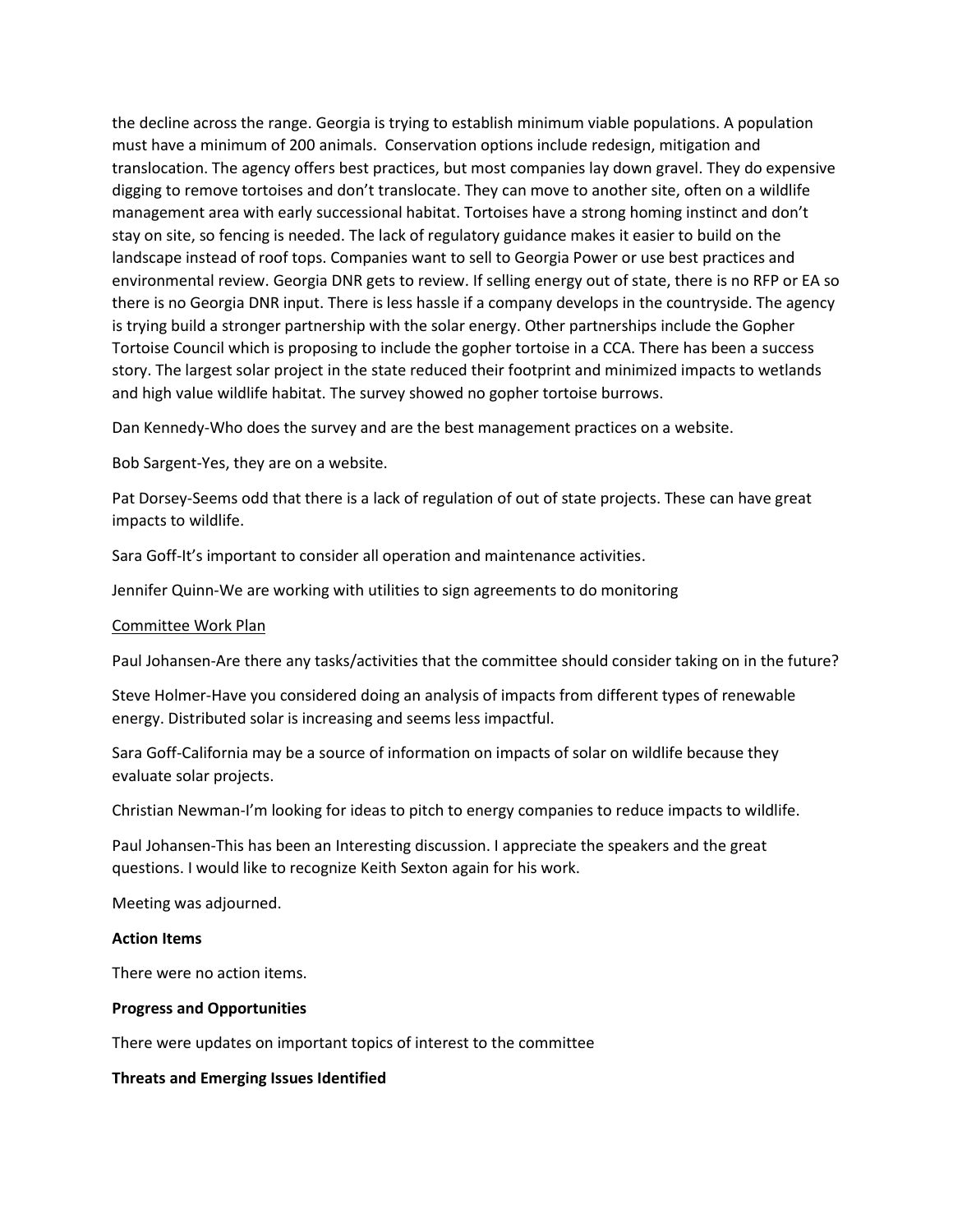the decline across the range. Georgia is trying to establish minimum viable populations. A population must have a minimum of 200 animals. Conservation options include redesign, mitigation and translocation. The agency offers best practices, but most companies lay down gravel. They do expensive digging to remove tortoises and don't translocate. They can move to another site, often on a wildlife management area with early successional habitat. Tortoises have a strong homing instinct and don't stay on site, so fencing is needed. The lack of regulatory guidance makes it easier to build on the landscape instead of roof tops. Companies want to sell to Georgia Power or use best practices and environmental review. Georgia DNR gets to review. If selling energy out of state, there is no RFP or EA so there is no Georgia DNR input. There is less hassle if a company develops in the countryside. The agency is trying build a stronger partnership with the solar energy. Other partnerships include the Gopher Tortoise Council which is proposing to include the gopher tortoise in a CCA. There has been a success story. The largest solar project in the state reduced their footprint and minimized impacts to wetlands and high value wildlife habitat. The survey showed no gopher tortoise burrows.

Dan Kennedy-Who does the survey and are the best management practices on a website.

Bob Sargent-Yes, they are on a website.

Pat Dorsey-Seems odd that there is a lack of regulation of out of state projects. These can have great impacts to wildlife.

Sara Goff-It's important to consider all operation and maintenance activities.

Jennifer Quinn-We are working with utilities to sign agreements to do monitoring

<u>Committee Work Plan</u>

Paul Johansen-Are there any tasks/activities that the committee should consider taking on in the future?

Steve Holmer-Have you considered doing an analysis of impacts from different types of renewable energy. Distributed solar is increasing and seems less impactful.

Sara Goff-California may be a source of information on impacts of solar on wildlife because they evaluate solar projects.

Christian Newman-I'm looking for ideas to pitch to energy companies to reduce impacts to wildlife.

Paul Johansen-This has been an Interesting discussion. I appreciate the speakers and the great questions. I would like to recognize Keith Sexton again for his work.

Meeting was adjourned.

**Action Items**

There were no action items.

**Progress and Opportunities**

There were updates on important topics of interest to the committee

**Threats and Emerging Issues Identified**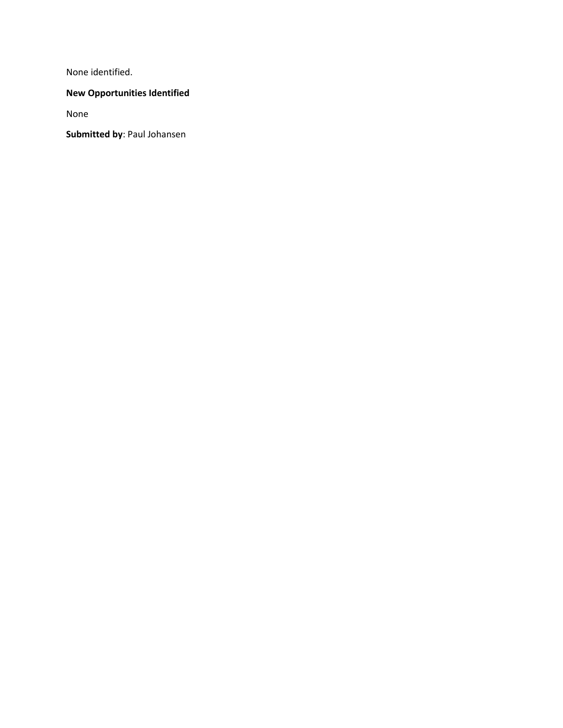None identified.

**New Opportunities Identified**

None

**Submitted by**: Paul Johansen